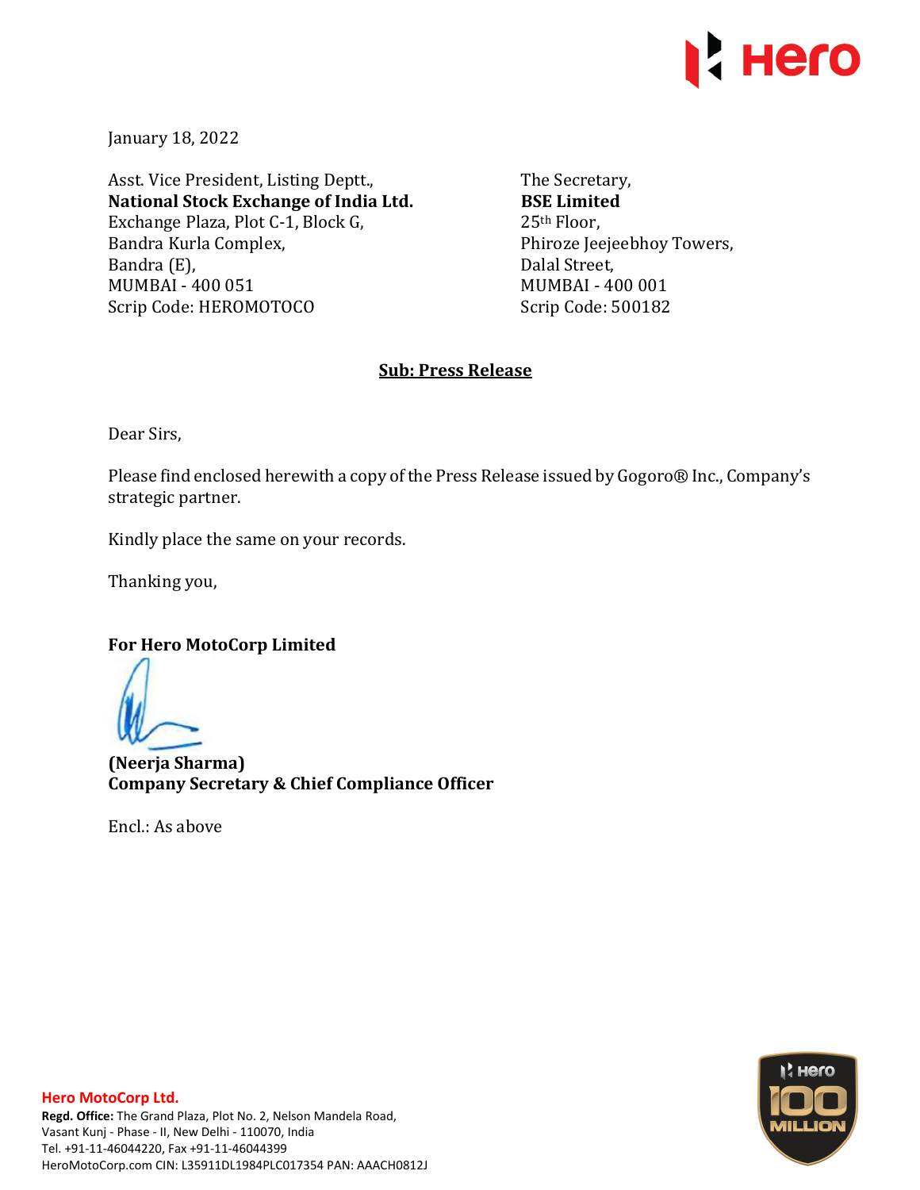January 18, 2022

Asst. Vice President, Listing Deptt.,
**National Stock Exchange of India Ltd.**
Exchange Plaza, Plot C-1, Block G,
Bandra Kurla Complex,
Bandra (E),
MUMBAI - 400 051
Scrip Code: HEROMOTOCO

The Secretary,
**BSE Limited**
25th Floor,
Phiroze Jeejeebhoy Towers,
Dalal Street,
MUMBAI - 400 001
Scrip Code: 500182

**Sub: Press Release**

Dear Sirs,

Please find enclosed herewith a copy of the Press Release issued by Gogoro® Inc., Company's strategic partner.

Kindly place the same on your records.

Thanking you,

**For Hero MotoCorp Limited**

**(Neerja Sharma)**
**Company Secretary & Chief Compliance Officer**

Encl.: As above

**Hero MotoCorp Ltd.**
**Regd. Office:** The Grand Plaza, Plot No. 2, Nelson Mandela Road,
Vasant Kunj - Phase - II, New Delhi - 110070, India
Tel. +91-11-46044220, Fax +91-11-46044399
HeroMotoCorp.com CIN: L35911DL1984PLC017354 PAN: AAACH0812J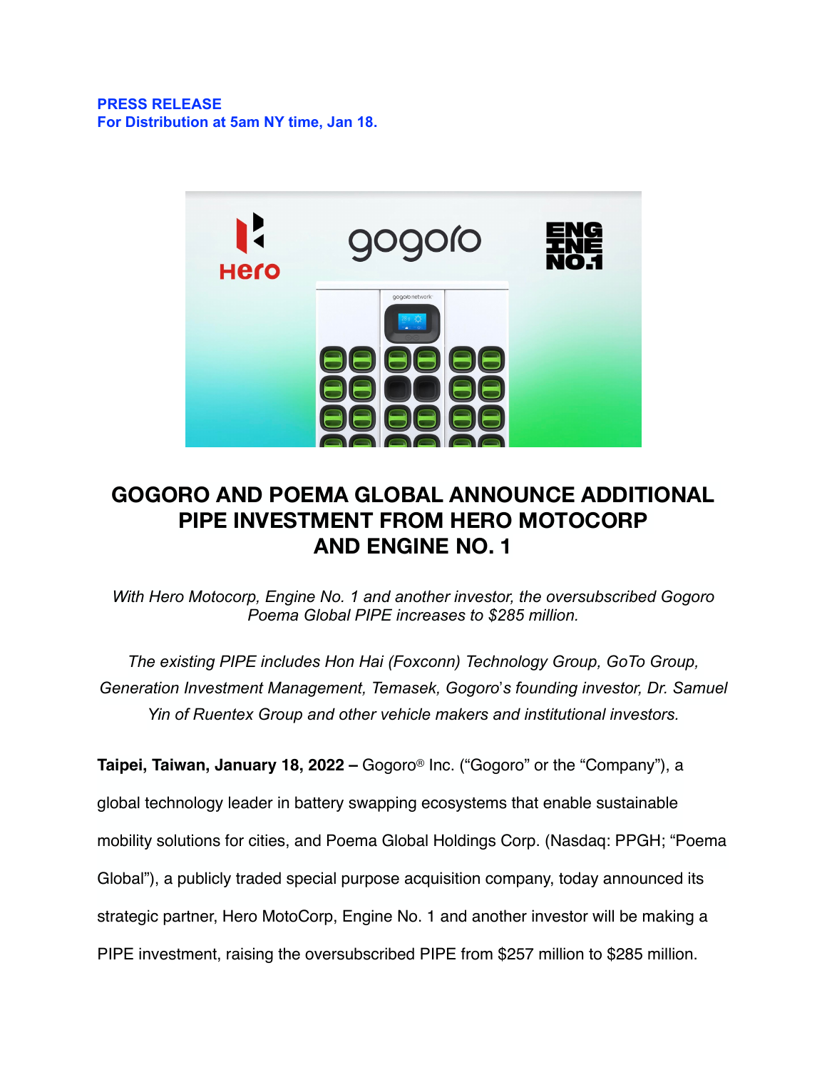**PRESS RELEASE**
**For Distribution at 5am NY time, Jan 18.**

# GOGORO AND POEMA GLOBAL ANNOUNCE ADDITIONAL PIPE INVESTMENT FROM HERO MOTOCORP AND ENGINE NO. 1

*With Hero Motocorp, Engine No. 1 and another investor, the oversubscribed Gogoro Poema Global PIPE increases to $285 million.*

*The existing PIPE includes Hon Hai (Foxconn) Technology Group, GoTo Group, Generation Investment Management, Temasek, Gogoro's founding investor, Dr. Samuel Yin of Ruentex Group and other vehicle makers and institutional investors.*

**Taipei, Taiwan, January 18, 2022 –** Gogoro® Inc. ("Gogoro" or the "Company"), a global technology leader in battery swapping ecosystems that enable sustainable mobility solutions for cities, and Poema Global Holdings Corp. (Nasdaq: PPGH; "Poema Global"), a publicly traded special purpose acquisition company, today announced its strategic partner, Hero MotoCorp, Engine No. 1 and another investor will be making a PIPE investment, raising the oversubscribed PIPE from $257 million to $285 million.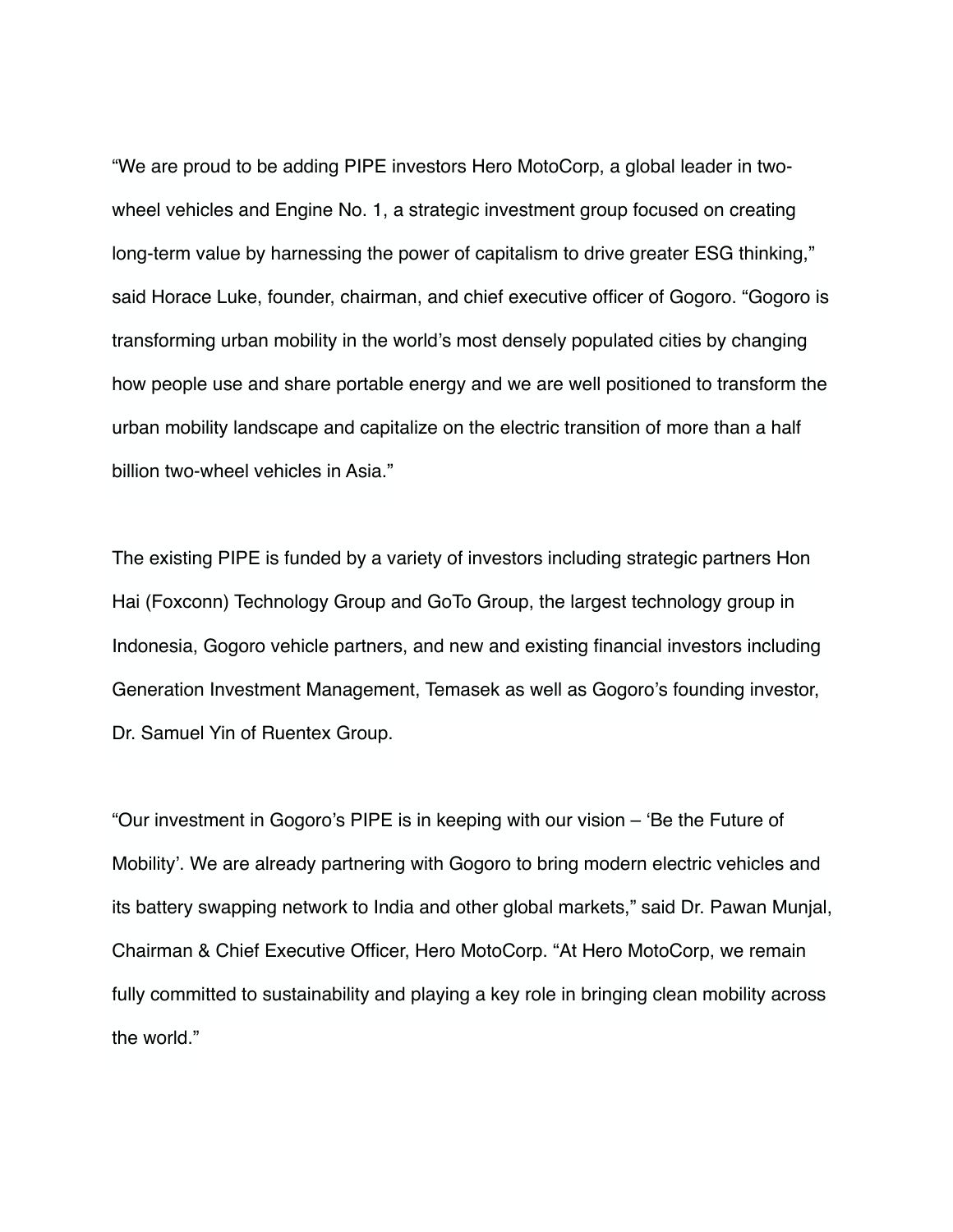"We are proud to be adding PIPE investors Hero MotoCorp, a global leader in two-wheel vehicles and Engine No. 1, a strategic investment group focused on creating long-term value by harnessing the power of capitalism to drive greater ESG thinking," said Horace Luke, founder, chairman, and chief executive officer of Gogoro. "Gogoro is transforming urban mobility in the world's most densely populated cities by changing how people use and share portable energy and we are well positioned to transform the urban mobility landscape and capitalize on the electric transition of more than a half billion two-wheel vehicles in Asia."

The existing PIPE is funded by a variety of investors including strategic partners Hon Hai (Foxconn) Technology Group and GoTo Group, the largest technology group in Indonesia, Gogoro vehicle partners, and new and existing financial investors including Generation Investment Management, Temasek as well as Gogoro's founding investor, Dr. Samuel Yin of Ruentex Group.

"Our investment in Gogoro's PIPE is in keeping with our vision – 'Be the Future of Mobility'. We are already partnering with Gogoro to bring modern electric vehicles and its battery swapping network to India and other global markets," said Dr. Pawan Munjal, Chairman & Chief Executive Officer, Hero MotoCorp. "At Hero MotoCorp, we remain fully committed to sustainability and playing a key role in bringing clean mobility across the world."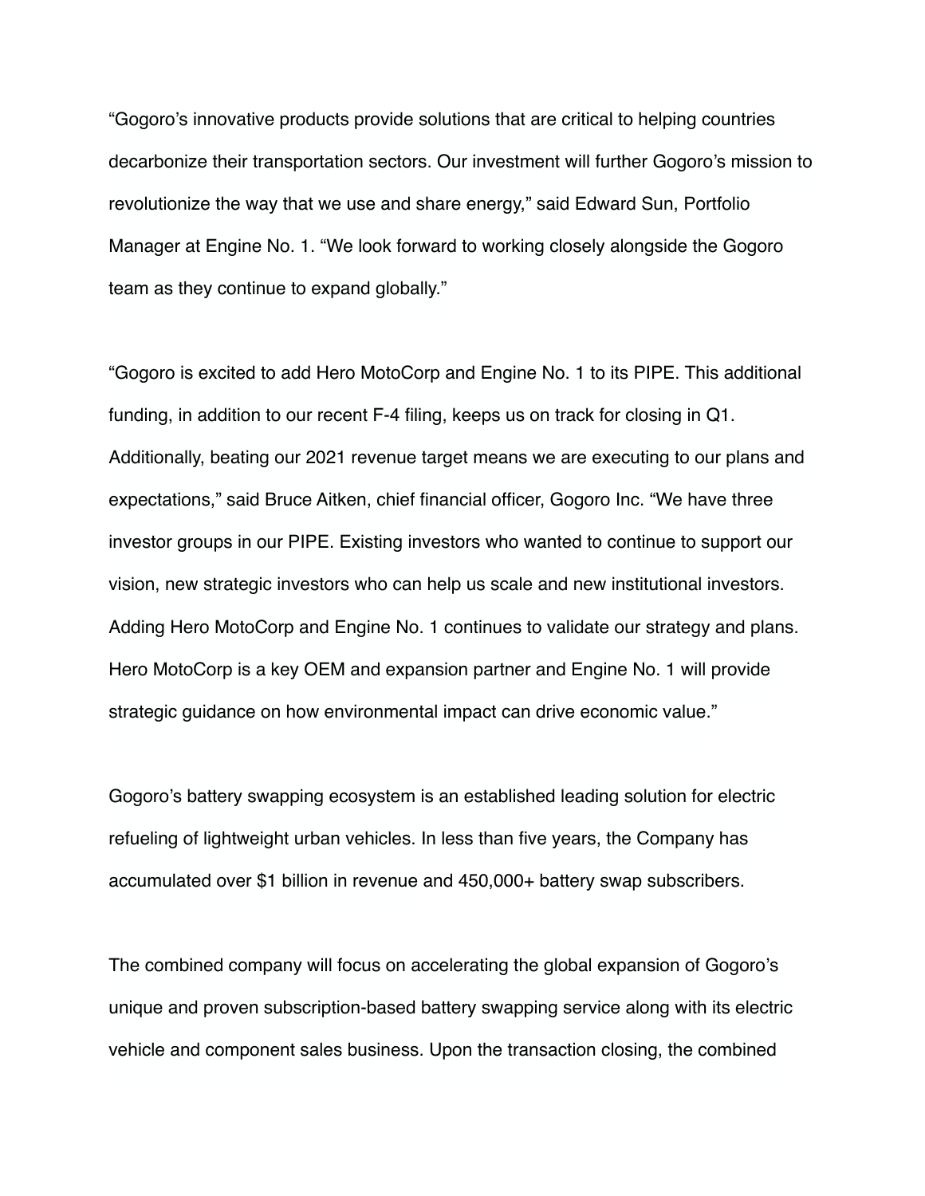"Gogoro's innovative products provide solutions that are critical to helping countries decarbonize their transportation sectors. Our investment will further Gogoro's mission to revolutionize the way that we use and share energy," said Edward Sun, Portfolio Manager at Engine No. 1. "We look forward to working closely alongside the Gogoro team as they continue to expand globally."

"Gogoro is excited to add Hero MotoCorp and Engine No. 1 to its PIPE. This additional funding, in addition to our recent F-4 filing, keeps us on track for closing in Q1. Additionally, beating our 2021 revenue target means we are executing to our plans and expectations," said Bruce Aitken, chief financial officer, Gogoro Inc. "We have three investor groups in our PIPE. Existing investors who wanted to continue to support our vision, new strategic investors who can help us scale and new institutional investors. Adding Hero MotoCorp and Engine No. 1 continues to validate our strategy and plans. Hero MotoCorp is a key OEM and expansion partner and Engine No. 1 will provide strategic guidance on how environmental impact can drive economic value."

Gogoro's battery swapping ecosystem is an established leading solution for electric refueling of lightweight urban vehicles. In less than five years, the Company has accumulated over $1 billion in revenue and 450,000+ battery swap subscribers.

The combined company will focus on accelerating the global expansion of Gogoro's unique and proven subscription-based battery swapping service along with its electric vehicle and component sales business. Upon the transaction closing, the combined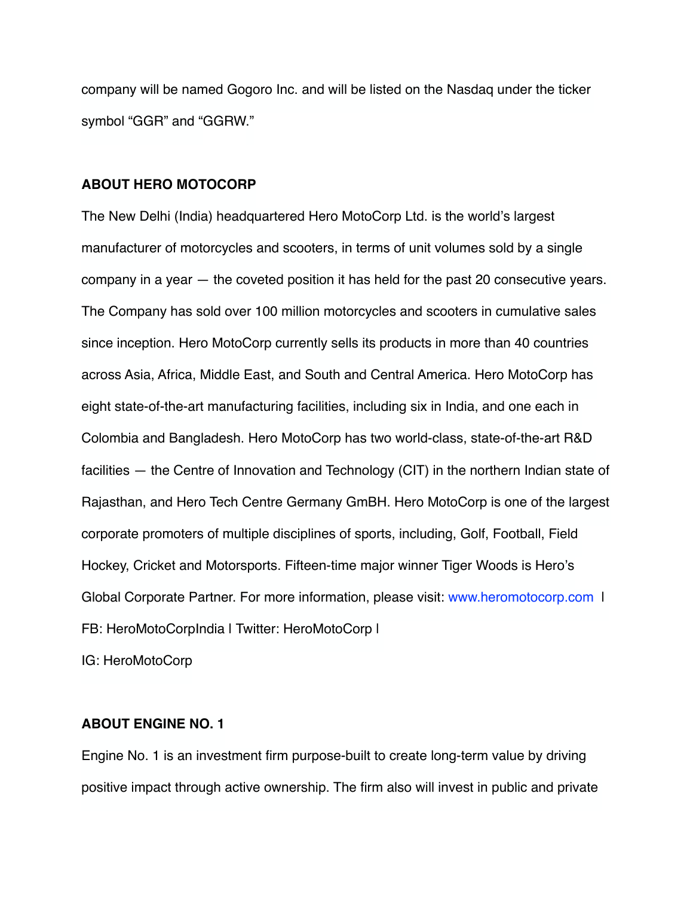company will be named Gogoro Inc. and will be listed on the Nasdaq under the ticker symbol “GGR” and “GGRW.”

**ABOUT HERO MOTOCORP**

The New Delhi (India) headquartered Hero MotoCorp Ltd. is the world’s largest manufacturer of motorcycles and scooters, in terms of unit volumes sold by a single company in a year — the coveted position it has held for the past 20 consecutive years. The Company has sold over 100 million motorcycles and scooters in cumulative sales since inception. Hero MotoCorp currently sells its products in more than 40 countries across Asia, Africa, Middle East, and South and Central America. Hero MotoCorp has eight state-of-the-art manufacturing facilities, including six in India, and one each in Colombia and Bangladesh. Hero MotoCorp has two world-class, state-of-the-art R&D facilities — the Centre of Innovation and Technology (CIT) in the northern Indian state of Rajasthan, and Hero Tech Centre Germany GmBH. Hero MotoCorp is one of the largest corporate promoters of multiple disciplines of sports, including, Golf, Football, Field Hockey, Cricket and Motorsports. Fifteen-time major winner Tiger Woods is Hero’s Global Corporate Partner. For more information, please visit: www.heromotocorp.com | FB: HeroMotoCorpIndia | Twitter: HeroMotoCorp | IG: HeroMotoCorp

**ABOUT ENGINE NO. 1**

Engine No. 1 is an investment firm purpose-built to create long-term value by driving positive impact through active ownership. The firm also will invest in public and private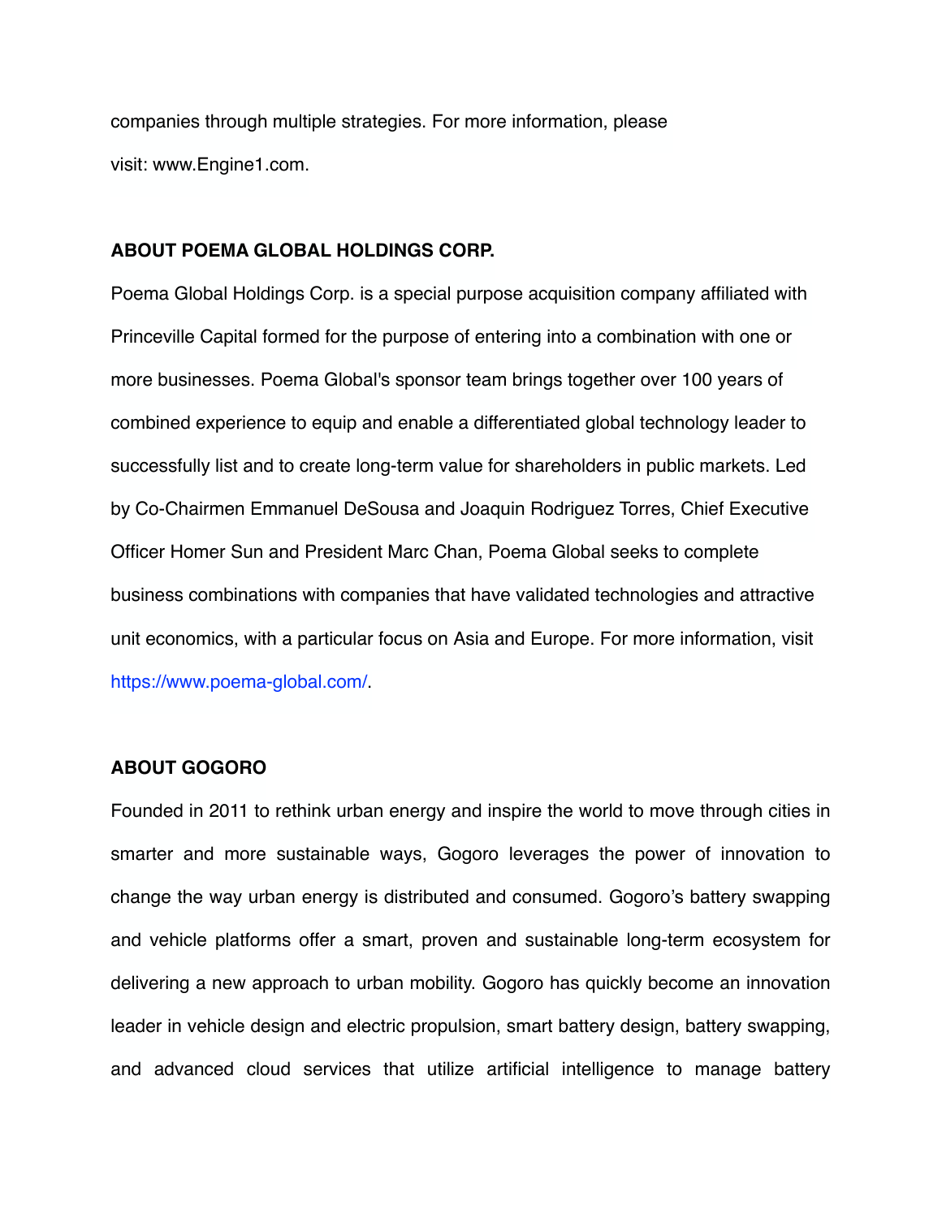companies through multiple strategies. For more information, please visit: www.Engine1.com.

**ABOUT POEMA GLOBAL HOLDINGS CORP.**

Poema Global Holdings Corp. is a special purpose acquisition company affiliated with Princeville Capital formed for the purpose of entering into a combination with one or more businesses. Poema Global's sponsor team brings together over 100 years of combined experience to equip and enable a differentiated global technology leader to successfully list and to create long-term value for shareholders in public markets. Led by Co-Chairmen Emmanuel DeSousa and Joaquin Rodriguez Torres, Chief Executive Officer Homer Sun and President Marc Chan, Poema Global seeks to complete business combinations with companies that have validated technologies and attractive unit economics, with a particular focus on Asia and Europe. For more information, visit https://www.poema-global.com/.

**ABOUT GOGORO**

Founded in 2011 to rethink urban energy and inspire the world to move through cities in smarter and more sustainable ways, Gogoro leverages the power of innovation to change the way urban energy is distributed and consumed. Gogoro's battery swapping and vehicle platforms offer a smart, proven and sustainable long-term ecosystem for delivering a new approach to urban mobility. Gogoro has quickly become an innovation leader in vehicle design and electric propulsion, smart battery design, battery swapping, and advanced cloud services that utilize artificial intelligence to manage battery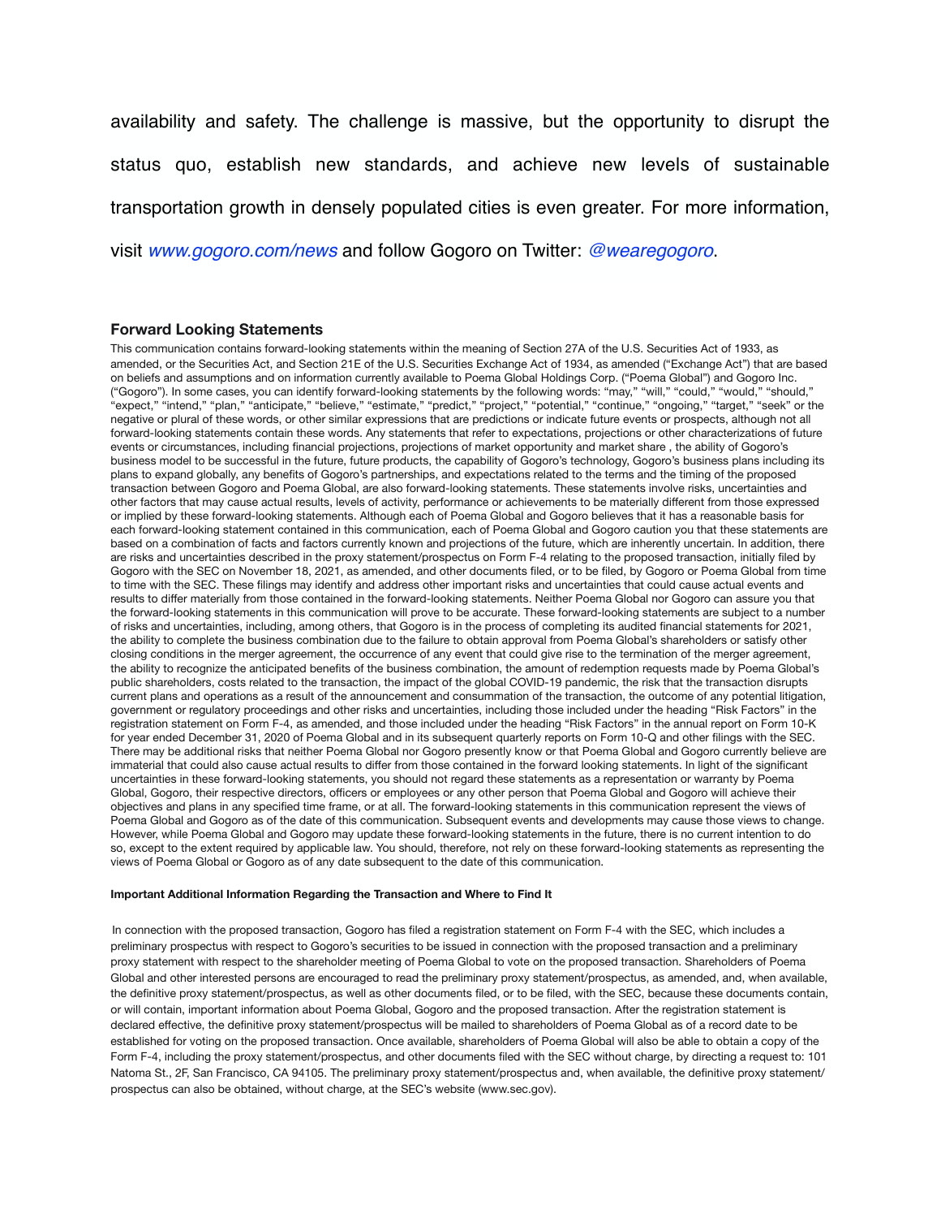availability and safety. The challenge is massive, but the opportunity to disrupt the status quo, establish new standards, and achieve new levels of sustainable transportation growth in densely populated cities is even greater. For more information, visit *www.gogoro.com/news* and follow Gogoro on Twitter: *@wearegogoro*.

### Forward Looking Statements

This communication contains forward-looking statements within the meaning of Section 27A of the U.S. Securities Act of 1933, as amended, or the Securities Act, and Section 21E of the U.S. Securities Exchange Act of 1934, as amended ("Exchange Act") that are based on beliefs and assumptions and on information currently available to Poema Global Holdings Corp. ("Poema Global") and Gogoro Inc. ("Gogoro"). In some cases, you can identify forward-looking statements by the following words: "may," "will," "could," "would," "should," "expect," "intend," "plan," "anticipate," "believe," "estimate," "predict," "project," "potential," "continue," "ongoing," "target," "seek" or the negative or plural of these words, or other similar expressions that are predictions or indicate future events or prospects, although not all forward-looking statements contain these words. Any statements that refer to expectations, projections or other characterizations of future events or circumstances, including financial projections, projections of market opportunity and market share , the ability of Gogoro's business model to be successful in the future, future products, the capability of Gogoro's technology, Gogoro's business plans including its plans to expand globally, any benefits of Gogoro's partnerships, and expectations related to the terms and the timing of the proposed transaction between Gogoro and Poema Global, are also forward-looking statements. These statements involve risks, uncertainties and other factors that may cause actual results, levels of activity, performance or achievements to be materially different from those expressed or implied by these forward-looking statements. Although each of Poema Global and Gogoro believes that it has a reasonable basis for each forward-looking statement contained in this communication, each of Poema Global and Gogoro caution you that these statements are based on a combination of facts and factors currently known and projections of the future, which are inherently uncertain. In addition, there are risks and uncertainties described in the proxy statement/prospectus on Form F-4 relating to the proposed transaction, initially filed by Gogoro with the SEC on November 18, 2021, as amended, and other documents filed, or to be filed, by Gogoro or Poema Global from time to time with the SEC. These filings may identify and address other important risks and uncertainties that could cause actual events and results to differ materially from those contained in the forward-looking statements. Neither Poema Global nor Gogoro can assure you that the forward-looking statements in this communication will prove to be accurate. These forward-looking statements are subject to a number of risks and uncertainties, including, among others, that Gogoro is in the process of completing its audited financial statements for 2021, the ability to complete the business combination due to the failure to obtain approval from Poema Global's shareholders or satisfy other closing conditions in the merger agreement, the occurrence of any event that could give rise to the termination of the merger agreement, the ability to recognize the anticipated benefits of the business combination, the amount of redemption requests made by Poema Global's public shareholders, costs related to the transaction, the impact of the global COVID-19 pandemic, the risk that the transaction disrupts current plans and operations as a result of the announcement and consummation of the transaction, the outcome of any potential litigation, government or regulatory proceedings and other risks and uncertainties, including those included under the heading "Risk Factors" in the registration statement on Form F-4, as amended, and those included under the heading "Risk Factors" in the annual report on Form 10-K for year ended December 31, 2020 of Poema Global and in its subsequent quarterly reports on Form 10-Q and other filings with the SEC. There may be additional risks that neither Poema Global nor Gogoro presently know or that Poema Global and Gogoro currently believe are immaterial that could also cause actual results to differ from those contained in the forward looking statements. In light of the significant uncertainties in these forward-looking statements, you should not regard these statements as a representation or warranty by Poema Global, Gogoro, their respective directors, officers or employees or any other person that Poema Global and Gogoro will achieve their objectives and plans in any specified time frame, or at all. The forward-looking statements in this communication represent the views of Poema Global and Gogoro as of the date of this communication. Subsequent events and developments may cause those views to change. However, while Poema Global and Gogoro may update these forward-looking statements in the future, there is no current intention to do so, except to the extent required by applicable law. You should, therefore, not rely on these forward-looking statements as representing the views of Poema Global or Gogoro as of any date subsequent to the date of this communication.

#### Important Additional Information Regarding the Transaction and Where to Find It

In connection with the proposed transaction, Gogoro has filed a registration statement on Form F-4 with the SEC, which includes a preliminary prospectus with respect to Gogoro's securities to be issued in connection with the proposed transaction and a preliminary proxy statement with respect to the shareholder meeting of Poema Global to vote on the proposed transaction. Shareholders of Poema Global and other interested persons are encouraged to read the preliminary proxy statement/prospectus, as amended, and, when available, the definitive proxy statement/prospectus, as well as other documents filed, or to be filed, with the SEC, because these documents contain, or will contain, important information about Poema Global, Gogoro and the proposed transaction. After the registration statement is declared effective, the definitive proxy statement/prospectus will be mailed to shareholders of Poema Global as of a record date to be established for voting on the proposed transaction. Once available, shareholders of Poema Global will also be able to obtain a copy of the Form F-4, including the proxy statement/prospectus, and other documents filed with the SEC without charge, by directing a request to: 101 Natoma St., 2F, San Francisco, CA 94105. The preliminary proxy statement/prospectus and, when available, the definitive proxy statement/prospectus can also be obtained, without charge, at the SEC's website (www.sec.gov).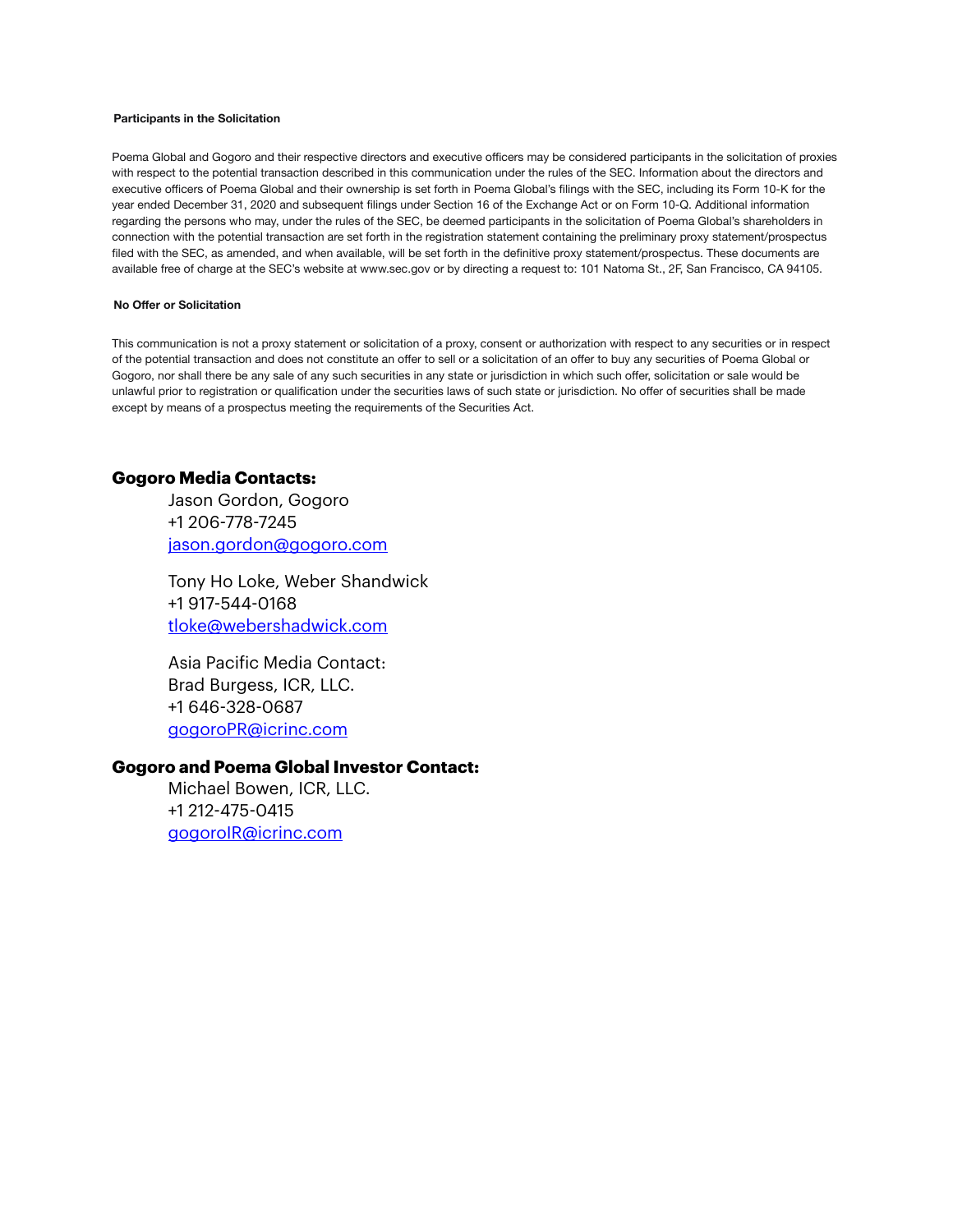**Participants in the Solicitation**

Poema Global and Gogoro and their respective directors and executive officers may be considered participants in the solicitation of proxies with respect to the potential transaction described in this communication under the rules of the SEC. Information about the directors and executive officers of Poema Global and their ownership is set forth in Poema Global's filings with the SEC, including its Form 10-K for the year ended December 31, 2020 and subsequent filings under Section 16 of the Exchange Act or on Form 10-Q. Additional information regarding the persons who may, under the rules of the SEC, be deemed participants in the solicitation of Poema Global's shareholders in connection with the potential transaction are set forth in the registration statement containing the preliminary proxy statement/prospectus filed with the SEC, as amended, and when available, will be set forth in the definitive proxy statement/prospectus. These documents are available free of charge at the SEC's website at www.sec.gov or by directing a request to: 101 Natoma St., 2F, San Francisco, CA 94105.

**No Offer or Solicitation**

This communication is not a proxy statement or solicitation of a proxy, consent or authorization with respect to any securities or in respect of the potential transaction and does not constitute an offer to sell or a solicitation of an offer to buy any securities of Poema Global or Gogoro, nor shall there be any sale of any such securities in any state or jurisdiction in which such offer, solicitation or sale would be unlawful prior to registration or qualification under the securities laws of such state or jurisdiction. No offer of securities shall be made except by means of a prospectus meeting the requirements of the Securities Act.

**Gogoro Media Contacts:**

Jason Gordon, Gogoro
+1 206-778-7245
jason.gordon@gogoro.com

Tony Ho Loke, Weber Shandwick
+1 917-544-0168
tloke@webershadwick.com

Asia Pacific Media Contact:
Brad Burgess, ICR, LLC.
+1 646-328-0687
gogoroPR@icrinc.com

**Gogoro and Poema Global Investor Contact:**

Michael Bowen, ICR, LLC.
+1 212-475-0415
gogoroIR@icrinc.com